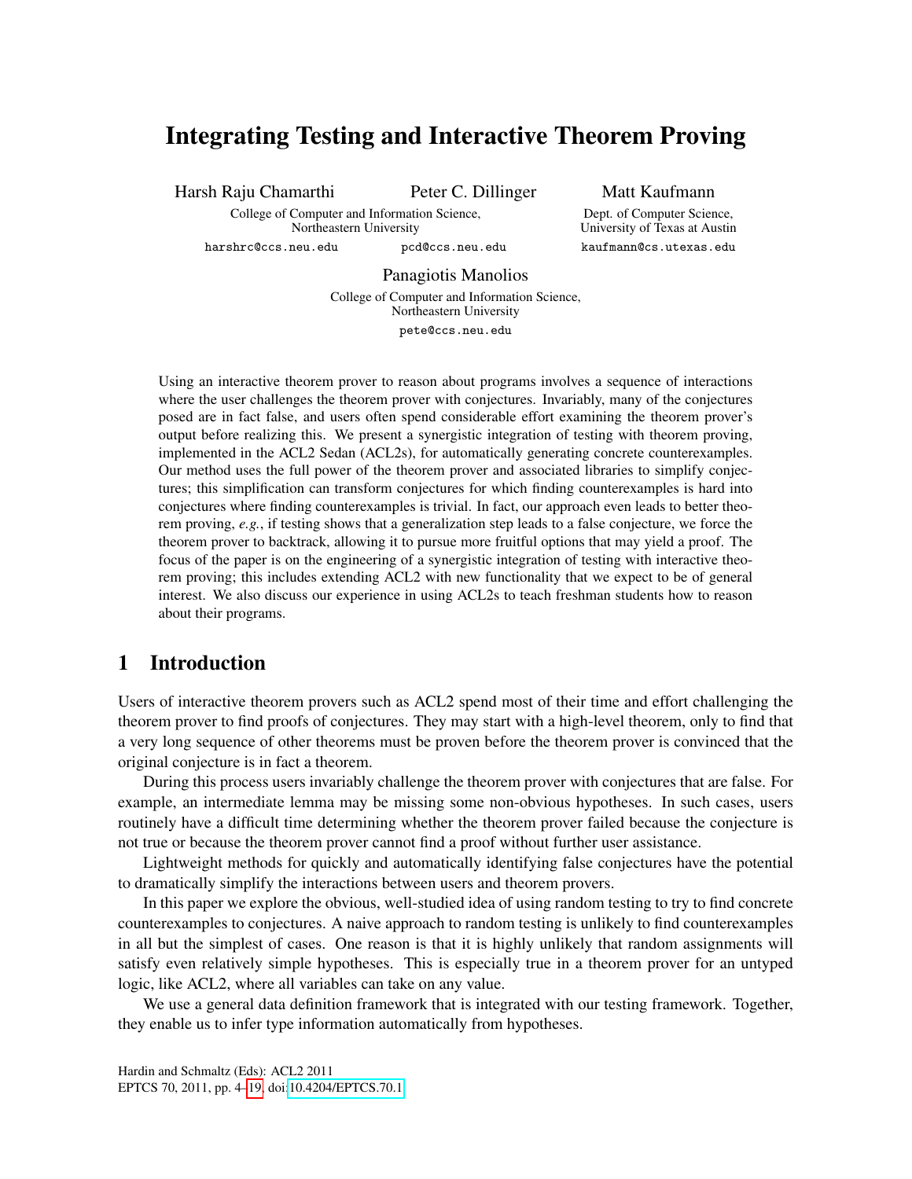# Integrating Testing and Interactive Theorem Proving

Harsh Raju Chamarthi, Peter C. Dillinger
College of Computer and Information Science, Northeastern University
harshrc@ccs.neu.edu, pcd@ccs.neu.edu

Matt Kaufmann
Dept. of Computer Science, University of Texas at Austin
kaufmann@cs.utexas.edu

Panagiotis Manolios
College of Computer and Information Science, Northeastern University
pete@ccs.neu.edu

Using an interactive theorem prover to reason about programs involves a sequence of interactions where the user challenges the theorem prover with conjectures. Invariably, many of the conjectures posed are in fact false, and users often spend considerable effort examining the theorem prover's output before realizing this. We present a synergistic integration of testing with theorem proving, implemented in the ACL2 Sedan (ACL2s), for automatically generating concrete counterexamples. Our method uses the full power of the theorem prover and associated libraries to simplify conjectures; this simplification can transform conjectures for which finding counterexamples is hard into conjectures where finding counterexamples is trivial. In fact, our approach even leads to better theorem proving, *e.g.*, if testing shows that a generalization step leads to a false conjecture, we force the theorem prover to backtrack, allowing it to pursue more fruitful options that may yield a proof. The focus of the paper is on the engineering of a synergistic integration of testing with interactive theorem proving; this includes extending ACL2 with new functionality that we expect to be of general interest. We also discuss our experience in using ACL2s to teach freshman students how to reason about their programs.

## 1 Introduction

Users of interactive theorem provers such as ACL2 spend most of their time and effort challenging the theorem prover to find proofs of conjectures. They may start with a high-level theorem, only to find that a very long sequence of other theorems must be proven before the theorem prover is convinced that the original conjecture is in fact a theorem.

During this process users invariably challenge the theorem prover with conjectures that are false. For example, an intermediate lemma may be missing some non-obvious hypotheses. In such cases, users routinely have a difficult time determining whether the theorem prover failed because the conjecture is not true or because the theorem prover cannot find a proof without further user assistance.

Lightweight methods for quickly and automatically identifying false conjectures have the potential to dramatically simplify the interactions between users and theorem provers.

In this paper we explore the obvious, well-studied idea of using random testing to try to find concrete counterexamples to conjectures. A naive approach to random testing is unlikely to find counterexamples in all but the simplest of cases. One reason is that it is highly unlikely that random assignments will satisfy even relatively simple hypotheses. This is especially true in a theorem prover for an untyped logic, like ACL2, where all variables can take on any value.

We use a general data definition framework that is integrated with our testing framework. Together, they enable us to infer type information automatically from hypotheses.

Hardin and Schmaltz (Eds): ACL2 2011
EPTCS 70, 2011, pp. 4–19, doi:10.4204/EPTCS.70.1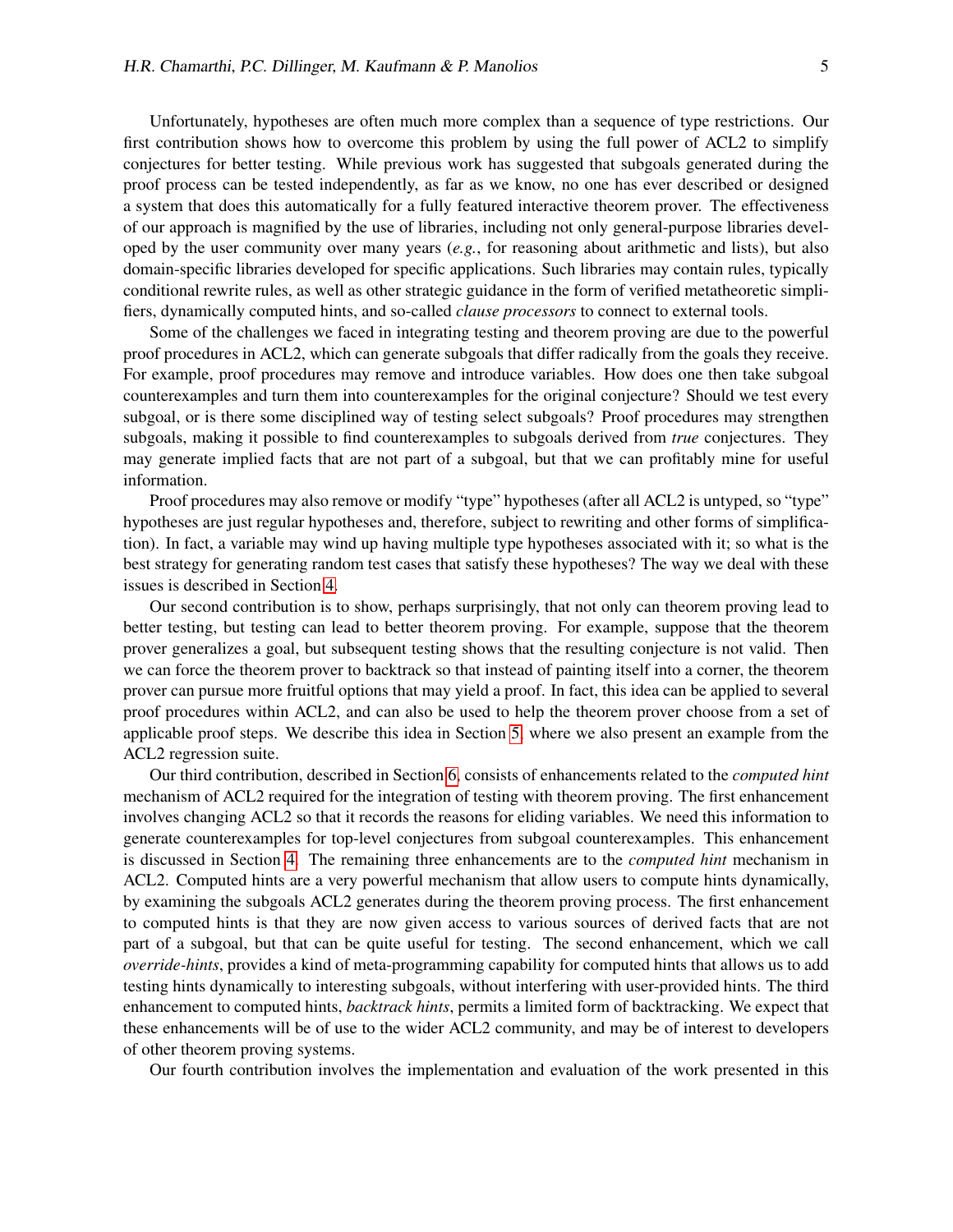Unfortunately, hypotheses are often much more complex than a sequence of type restrictions. Our first contribution shows how to overcome this problem by using the full power of ACL2 to simplify conjectures for better testing. While previous work has suggested that subgoals generated during the proof process can be tested independently, as far as we know, no one has ever described or designed a system that does this automatically for a fully featured interactive theorem prover. The effectiveness of our approach is magnified by the use of libraries, including not only general-purpose libraries developed by the user community over many years (*e.g.*, for reasoning about arithmetic and lists), but also domain-specific libraries developed for specific applications. Such libraries may contain rules, typically conditional rewrite rules, as well as other strategic guidance in the form of verified metatheoretic simplifiers, dynamically computed hints, and so-called *clause processors* to connect to external tools.

Some of the challenges we faced in integrating testing and theorem proving are due to the powerful proof procedures in ACL2, which can generate subgoals that differ radically from the goals they receive. For example, proof procedures may remove and introduce variables. How does one then take subgoal counterexamples and turn them into counterexamples for the original conjecture? Should we test every subgoal, or is there some disciplined way of testing select subgoals? Proof procedures may strengthen subgoals, making it possible to find counterexamples to subgoals derived from *true* conjectures. They may generate implied facts that are not part of a subgoal, but that we can profitably mine for useful information.

Proof procedures may also remove or modify "type" hypotheses (after all ACL2 is untyped, so "type" hypotheses are just regular hypotheses and, therefore, subject to rewriting and other forms of simplification). In fact, a variable may wind up having multiple type hypotheses associated with it; so what is the best strategy for generating random test cases that satisfy these hypotheses? The way we deal with these issues is described in Section 4.

Our second contribution is to show, perhaps surprisingly, that not only can theorem proving lead to better testing, but testing can lead to better theorem proving. For example, suppose that the theorem prover generalizes a goal, but subsequent testing shows that the resulting conjecture is not valid. Then we can force the theorem prover to backtrack so that instead of painting itself into a corner, the theorem prover can pursue more fruitful options that may yield a proof. In fact, this idea can be applied to several proof procedures within ACL2, and can also be used to help the theorem prover choose from a set of applicable proof steps. We describe this idea in Section 5, where we also present an example from the ACL2 regression suite.

Our third contribution, described in Section 6, consists of enhancements related to the *computed hint* mechanism of ACL2 required for the integration of testing with theorem proving. The first enhancement involves changing ACL2 so that it records the reasons for eliding variables. We need this information to generate counterexamples for top-level conjectures from subgoal counterexamples. This enhancement is discussed in Section 4. The remaining three enhancements are to the *computed hint* mechanism in ACL2. Computed hints are a very powerful mechanism that allow users to compute hints dynamically, by examining the subgoals ACL2 generates during the theorem proving process. The first enhancement to computed hints is that they are now given access to various sources of derived facts that are not part of a subgoal, but that can be quite useful for testing. The second enhancement, which we call *override-hints*, provides a kind of meta-programming capability for computed hints that allows us to add testing hints dynamically to interesting subgoals, without interfering with user-provided hints. The third enhancement to computed hints, *backtrack hints*, permits a limited form of backtracking. We expect that these enhancements will be of use to the wider ACL2 community, and may be of interest to developers of other theorem proving systems.

Our fourth contribution involves the implementation and evaluation of the work presented in this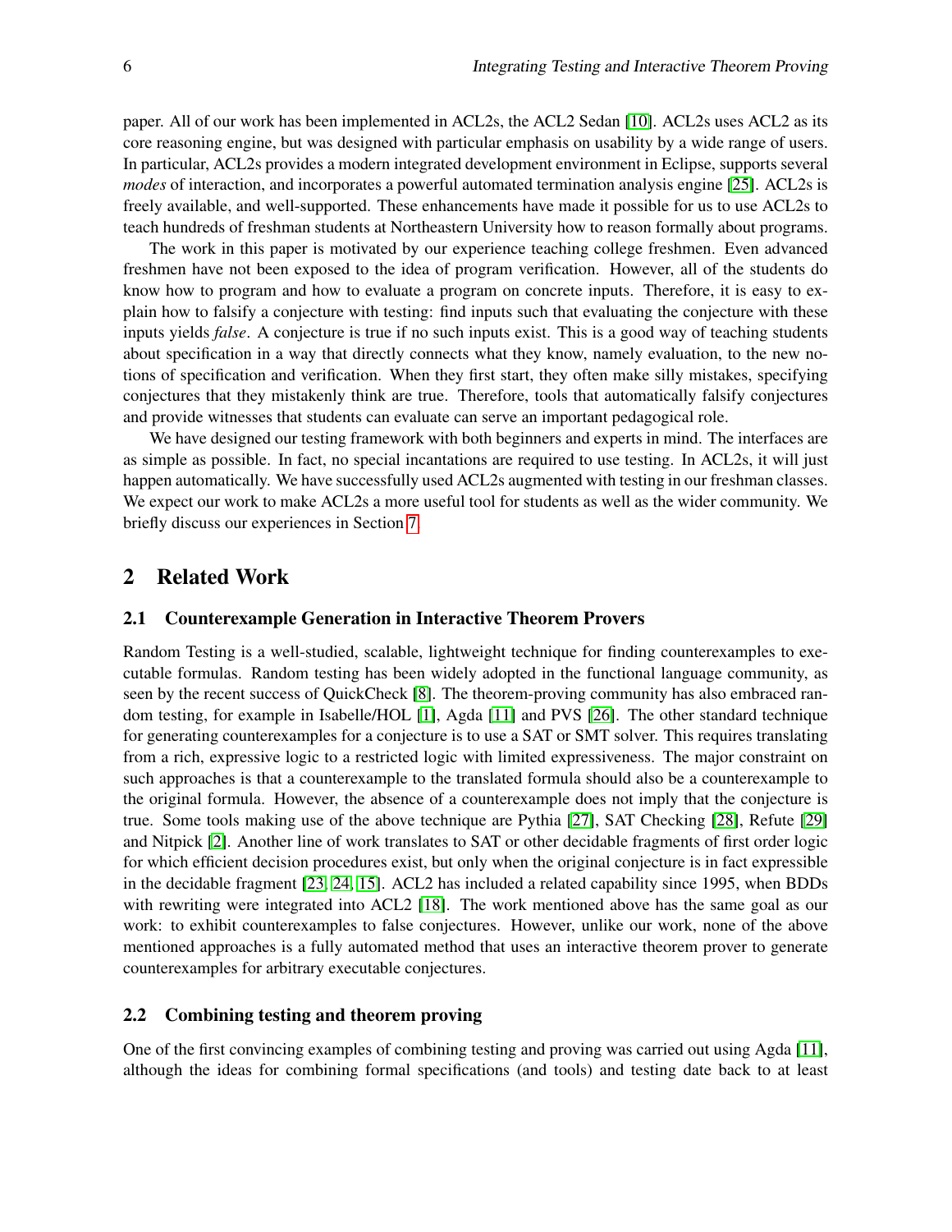paper. All of our work has been implemented in ACL2s, the ACL2 Sedan [10]. ACL2s uses ACL2 as its core reasoning engine, but was designed with particular emphasis on usability by a wide range of users. In particular, ACL2s provides a modern integrated development environment in Eclipse, supports several *modes* of interaction, and incorporates a powerful automated termination analysis engine [25]. ACL2s is freely available, and well-supported. These enhancements have made it possible for us to use ACL2s to teach hundreds of freshman students at Northeastern University how to reason formally about programs.

The work in this paper is motivated by our experience teaching college freshmen. Even advanced freshmen have not been exposed to the idea of program verification. However, all of the students do know how to program and how to evaluate a program on concrete inputs. Therefore, it is easy to explain how to falsify a conjecture with testing: find inputs such that evaluating the conjecture with these inputs yields *false*. A conjecture is true if no such inputs exist. This is a good way of teaching students about specification in a way that directly connects what they know, namely evaluation, to the new notions of specification and verification. When they first start, they often make silly mistakes, specifying conjectures that they mistakenly think are true. Therefore, tools that automatically falsify conjectures and provide witnesses that students can evaluate can serve an important pedagogical role.

We have designed our testing framework with both beginners and experts in mind. The interfaces are as simple as possible. In fact, no special incantations are required to use testing. In ACL2s, it will just happen automatically. We have successfully used ACL2s augmented with testing in our freshman classes. We expect our work to make ACL2s a more useful tool for students as well as the wider community. We briefly discuss our experiences in Section 7.

## 2 Related Work

### 2.1 Counterexample Generation in Interactive Theorem Provers

Random Testing is a well-studied, scalable, lightweight technique for finding counterexamples to executable formulas. Random testing has been widely adopted in the functional language community, as seen by the recent success of QuickCheck [8]. The theorem-proving community has also embraced random testing, for example in Isabelle/HOL [1], Agda [11] and PVS [26]. The other standard technique for generating counterexamples for a conjecture is to use a SAT or SMT solver. This requires translating from a rich, expressive logic to a restricted logic with limited expressiveness. The major constraint on such approaches is that a counterexample to the translated formula should also be a counterexample to the original formula. However, the absence of a counterexample does not imply that the conjecture is true. Some tools making use of the above technique are Pythia [27], SAT Checking [28], Refute [29] and Nitpick [2]. Another line of work translates to SAT or other decidable fragments of first order logic for which efficient decision procedures exist, but only when the original conjecture is in fact expressible in the decidable fragment [23, 24, 15]. ACL2 has included a related capability since 1995, when BDDs with rewriting were integrated into ACL2 [18]. The work mentioned above has the same goal as our work: to exhibit counterexamples to false conjectures. However, unlike our work, none of the above mentioned approaches is a fully automated method that uses an interactive theorem prover to generate counterexamples for arbitrary executable conjectures.

### 2.2 Combining testing and theorem proving

One of the first convincing examples of combining testing and proving was carried out using Agda [11], although the ideas for combining formal specifications (and tools) and testing date back to at least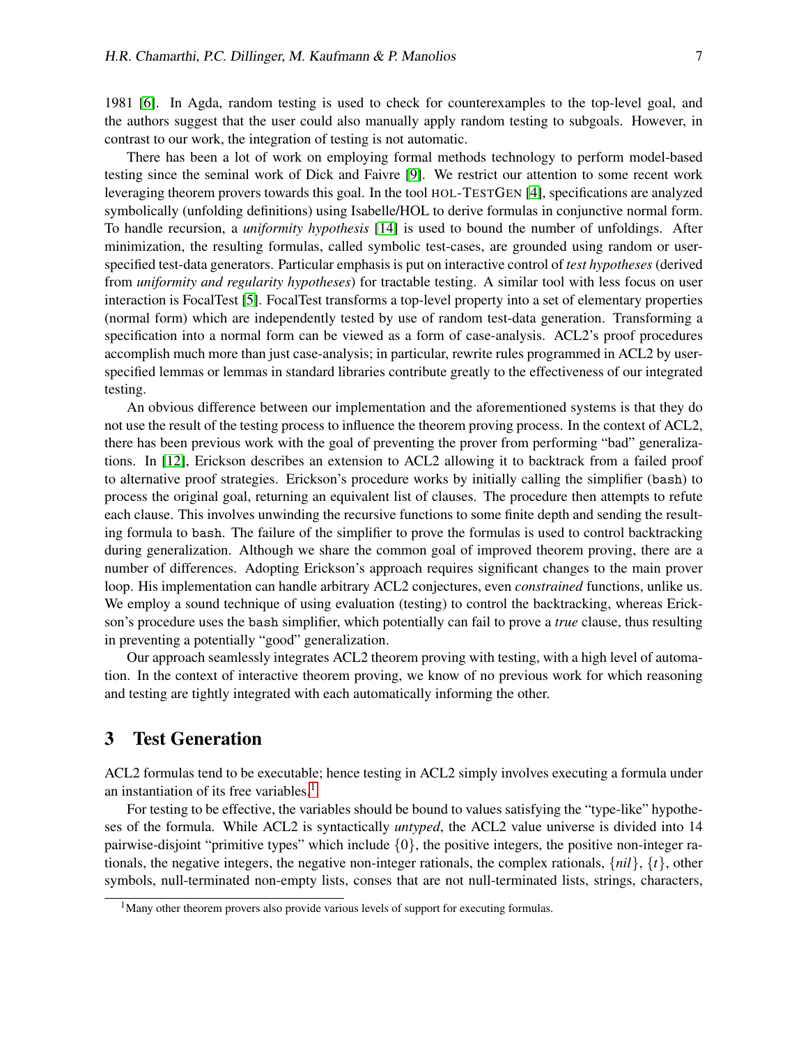1981 [6]. In Agda, random testing is used to check for counterexamples to the top-level goal, and the authors suggest that the user could also manually apply random testing to subgoals. However, in contrast to our work, the integration of testing is not automatic.

There has been a lot of work on employing formal methods technology to perform model-based testing since the seminal work of Dick and Faivre [9]. We restrict our attention to some recent work leveraging theorem provers towards this goal. In the tool HOL-TESTGEN [4], specifications are analyzed symbolically (unfolding definitions) using Isabelle/HOL to derive formulas in conjunctive normal form. To handle recursion, a *uniformity hypothesis* [14] is used to bound the number of unfoldings. After minimization, the resulting formulas, called symbolic test-cases, are grounded using random or user-specified test-data generators. Particular emphasis is put on interactive control of *test hypotheses* (derived from *uniformity and regularity hypotheses*) for tractable testing. A similar tool with less focus on user interaction is FocalTest [5]. FocalTest transforms a top-level property into a set of elementary properties (normal form) which are independently tested by use of random test-data generation. Transforming a specification into a normal form can be viewed as a form of case-analysis. ACL2's proof procedures accomplish much more than just case-analysis; in particular, rewrite rules programmed in ACL2 by user-specified lemmas or lemmas in standard libraries contribute greatly to the effectiveness of our integrated testing.

An obvious difference between our implementation and the aforementioned systems is that they do not use the result of the testing process to influence the theorem proving process. In the context of ACL2, there has been previous work with the goal of preventing the prover from performing "bad" generalizations. In [12], Erickson describes an extension to ACL2 allowing it to backtrack from a failed proof to alternative proof strategies. Erickson's procedure works by initially calling the simplifier (`bash`) to process the original goal, returning an equivalent list of clauses. The procedure then attempts to refute each clause. This involves unwinding the recursive functions to some finite depth and sending the resulting formula to `bash`. The failure of the simplifier to prove the formulas is used to control backtracking during generalization. Although we share the common goal of improved theorem proving, there are a number of differences. Adopting Erickson's approach requires significant changes to the main prover loop. His implementation can handle arbitrary ACL2 conjectures, even *constrained* functions, unlike us. We employ a sound technique of using evaluation (testing) to control the backtracking, whereas Erickson's procedure uses the `bash` simplifier, which potentially can fail to prove a *true* clause, thus resulting in preventing a potentially "good" generalization.

Our approach seamlessly integrates ACL2 theorem proving with testing, with a high level of automation. In the context of interactive theorem proving, we know of no previous work for which reasoning and testing are tightly integrated with each automatically informing the other.

## 3 Test Generation

ACL2 formulas tend to be executable; hence testing in ACL2 simply involves executing a formula under an instantiation of its free variables.[1]

For testing to be effective, the variables should be bound to values satisfying the "type-like" hypotheses of the formula. While ACL2 is syntactically *untyped*, the ACL2 value universe is divided into 14 pairwise-disjoint "primitive types" which include $\{0\}$, the positive integers, the positive non-integer rationals, the negative integers, the negative non-integer rationals, the complex rationals, $\{nil\}$, $\{t\}$, other symbols, null-terminated non-empty lists, conses that are not null-terminated lists, strings, characters,

[1] Many other theorem provers also provide various levels of support for executing formulas.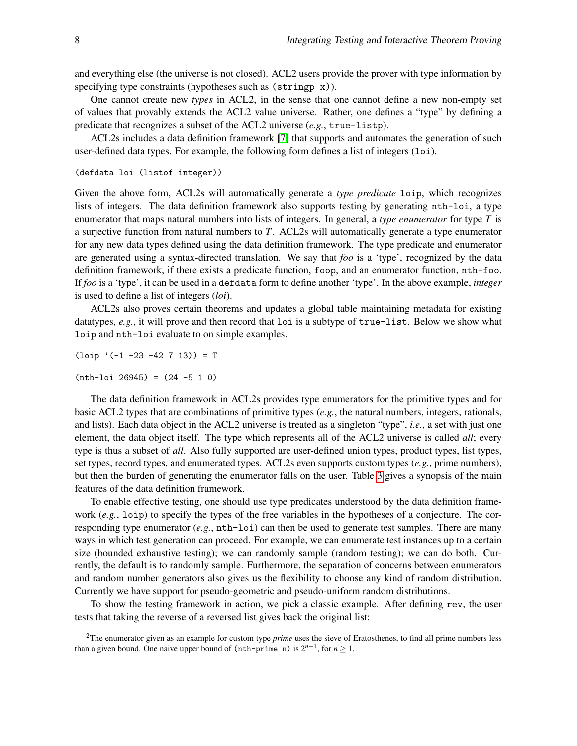and everything else (the universe is not closed). ACL2 users provide the prover with type information by specifying type constraints (hypotheses such as `(stringp x)`).

One cannot create new *types* in ACL2, in the sense that one cannot define a new non-empty set of values that provably extends the ACL2 value universe. Rather, one defines a "type" by defining a predicate that recognizes a subset of the ACL2 universe (*e.g.*, `true-listp`).

ACL2s includes a data definition framework [7] that supports and automates the generation of such user-defined data types. For example, the following form defines a list of integers (`loi`).

```
(defdata loi (listof integer))
```

Given the above form, ACL2s will automatically generate a *type predicate* `loip`, which recognizes lists of integers. The data definition framework also supports testing by generating `nth-loi`, a type enumerator that maps natural numbers into lists of integers. In general, a *type enumerator* for type $T$ is a surjective function from natural numbers to $T$. ACL2s will automatically generate a type enumerator for any new data types defined using the data definition framework. The type predicate and enumerator are generated using a syntax-directed translation. We say that *foo* is a 'type', recognized by the data definition framework, if there exists a predicate function, `foop`, and an enumerator function, `nth-foo`. If *foo* is a 'type', it can be used in a `defdata` form to define another 'type'. In the above example, *integer* is used to define a list of integers (*loi*).

ACL2s also proves certain theorems and updates a global table maintaining metadata for existing datatypes, *e.g.*, it will prove and then record that `loi` is a subtype of `true-list`. Below we show what `loip` and `nth-loi` evaluate to on simple examples.

```
(loip '(-1 -23 -42 7 13)) = T

(nth-loi 26945) = (24 -5 1 0)
```

The data definition framework in ACL2s provides type enumerators for the primitive types and for basic ACL2 types that are combinations of primitive types (*e.g.*, the natural numbers, integers, rationals, and lists). Each data object in the ACL2 universe is treated as a singleton "type", *i.e.*, a set with just one element, the data object itself. The type which represents all of the ACL2 universe is called *all*; every type is thus a subset of *all*. Also fully supported are user-defined union types, product types, list types, set types, record types, and enumerated types. ACL2s even supports custom types (*e.g.*, prime numbers), but then the burden of generating the enumerator falls on the user. Table 3 gives a synopsis of the main features of the data definition framework.

To enable effective testing, one should use type predicates understood by the data definition framework (*e.g.*, `loip`) to specify the types of the free variables in the hypotheses of a conjecture. The corresponding type enumerator (*e.g.*, `nth-loi`) can then be used to generate test samples. There are many ways in which test generation can proceed. For example, we can enumerate test instances up to a certain size (bounded exhaustive testing); we can randomly sample (random testing); we can do both. Currently, the default is to randomly sample. Furthermore, the separation of concerns between enumerators and random number generators also gives us the flexibility to choose any kind of random distribution. Currently we have support for pseudo-geometric and pseudo-uniform random distributions.

To show the testing framework in action, we pick a classic example. After defining `rev`, the user tests that taking the reverse of a reversed list gives back the original list:

---

[2] The enumerator given as an example for custom type *prime* uses the sieve of Eratosthenes, to find all prime numbers less than a given bound. One naive upper bound of `(nth-prime n)` is $2^{n+1}$, for $n \geq 1$.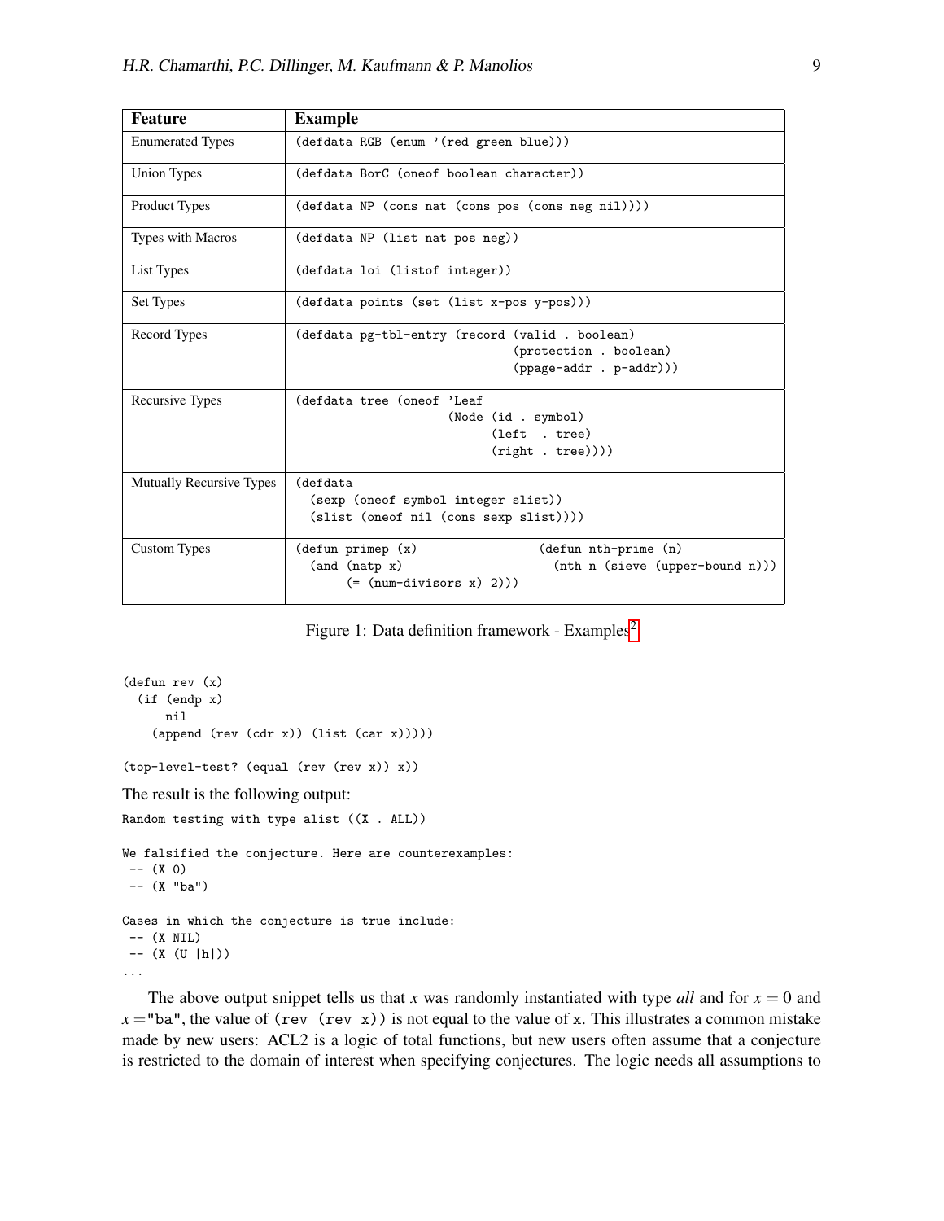| Feature | Example |
|---|---|
| Enumerated Types | `(defdata RGB (enum '(red green blue)))` |
| Union Types | `(defdata BorC (oneof boolean character))` |
| Product Types | `(defdata NP (cons nat (cons pos (cons neg nil))))` |
| Types with Macros | `(defdata NP (list nat pos neg))` |
| List Types | `(defdata loi (listof integer))` |
| Set Types | `(defdata points (set (list x-pos y-pos)))` |
| Record Types | `(defdata pg-tbl-entry (record (valid . boolean) (protection . boolean) (ppage-addr . p-addr)))` |
| Recursive Types | `(defdata tree (oneof 'Leaf (Node (id . symbol) (left . tree) (right . tree))))` |
| Mutually Recursive Types | `(defdata (sexp (oneof symbol integer slist)) (slist (oneof nil (cons sexp slist))))` |
| Custom Types | `(defun primep (x) (and (natp x) (= (num-divisors x) 2)))` `(defun nth-prime (n) (nth n (sieve (upper-bound n)))` |

Figure 1: Data definition framework - Examples[2]

```
(defun rev (x)
  (if (endp x)
      nil
    (append (rev (cdr x)) (list (car x)))))

(top-level-test? (equal (rev (rev x)) x))
```

The result is the following output:

```
Random testing with type alist ((X . ALL))

We falsified the conjecture. Here are counterexamples:
 -- (X 0)
 -- (X "ba")

Cases in which the conjecture is true include:
 -- (X NIL)
 -- (X (U |h|))
...
```

The above output snippet tells us that $x$ was randomly instantiated with type *all* and for $x = 0$ and $x =$"ba", the value of `(rev (rev x))` is not equal to the value of `x`. This illustrates a common mistake made by new users: ACL2 is a logic of total functions, but new users often assume that a conjecture is restricted to the domain of interest when specifying conjectures. The logic needs all assumptions to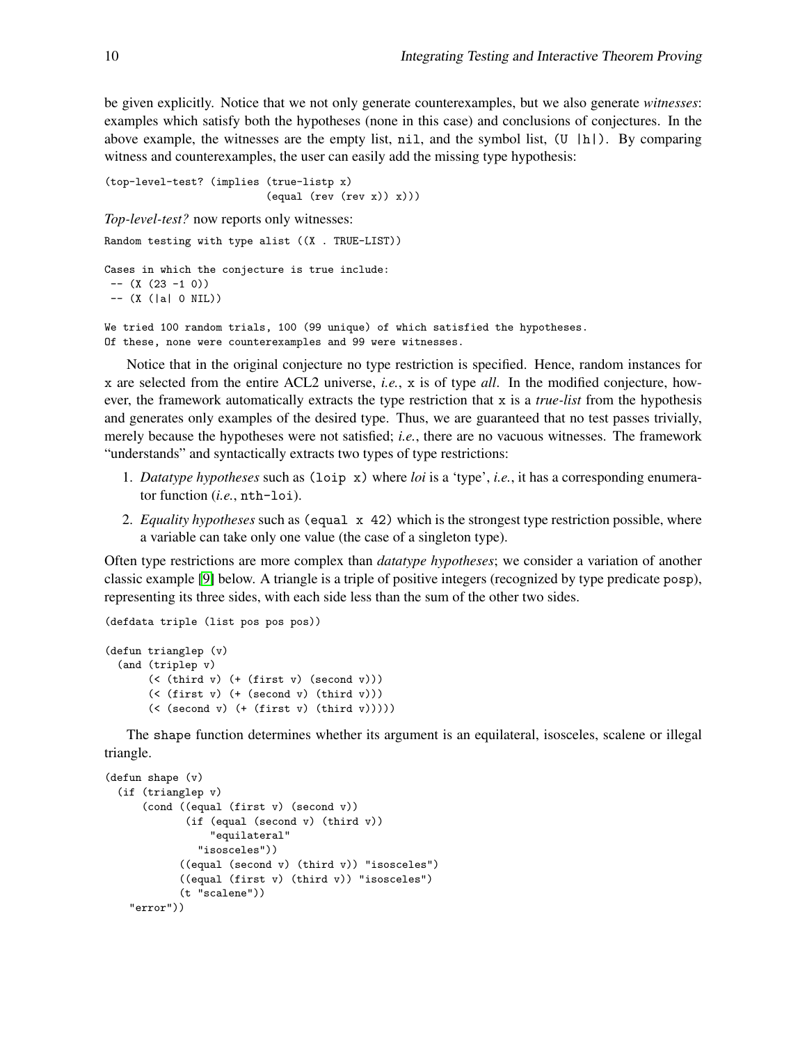be given explicitly. Notice that we not only generate counterexamples, but we also generate *witnesses*: examples which satisfy both the hypotheses (none in this case) and conclusions of conjectures. In the above example, the witnesses are the empty list, `nil`, and the symbol list, `(U |h|)`. By comparing witness and counterexamples, the user can easily add the missing type hypothesis:

```
(top-level-test? (implies (true-listp x)
                          (equal (rev (rev x)) x)))
```

*Top-level-test?* now reports only witnesses:

```
Random testing with type alist ((X . TRUE-LIST))

Cases in which the conjecture is true include:
 -- (X (23 -1 0))
 -- (X (|a| 0 NIL))

We tried 100 random trials, 100 (99 unique) of which satisfied the hypotheses.
Of these, none were counterexamples and 99 were witnesses.
```

Notice that in the original conjecture no type restriction is specified. Hence, random instances for `x` are selected from the entire ACL2 universe, *i.e.*, `x` is of type *all*. In the modified conjecture, however, the framework automatically extracts the type restriction that `x` is a *true-list* from the hypothesis and generates only examples of the desired type. Thus, we are guaranteed that no test passes trivially, merely because the hypotheses were not satisfied; *i.e.*, there are no vacuous witnesses. The framework "understands" and syntactically extracts two types of type restrictions:

1. *Datatype hypotheses* such as `(loip x)` where *loi* is a 'type', *i.e.*, it has a corresponding enumerator function (*i.e.*, `nth-loi`).
2. *Equality hypotheses* such as `(equal x 42)` which is the strongest type restriction possible, where a variable can take only one value (the case of a singleton type).

Often type restrictions are more complex than *datatype hypotheses*; we consider a variation of another classic example [9] below. A triangle is a triple of positive integers (recognized by type predicate `posp`), representing its three sides, with each side less than the sum of the other two sides.

```
(defdata triple (list pos pos pos))

(defun trianglep (v)
  (and (triplep v)
       (< (third v) (+ (first v) (second v)))
       (< (first v) (+ (second v) (third v)))
       (< (second v) (+ (first v) (third v)))))
```

The `shape` function determines whether its argument is an equilateral, isosceles, scalene or illegal triangle.

```
(defun shape (v)
  (if (trianglep v)
      (cond ((equal (first v) (second v))
             (if (equal (second v) (third v))
                 "equilateral"
               "isosceles"))
            ((equal (second v) (third v)) "isosceles")
            ((equal (first v) (third v)) "isosceles")
            (t "scalene"))
    "error"))
```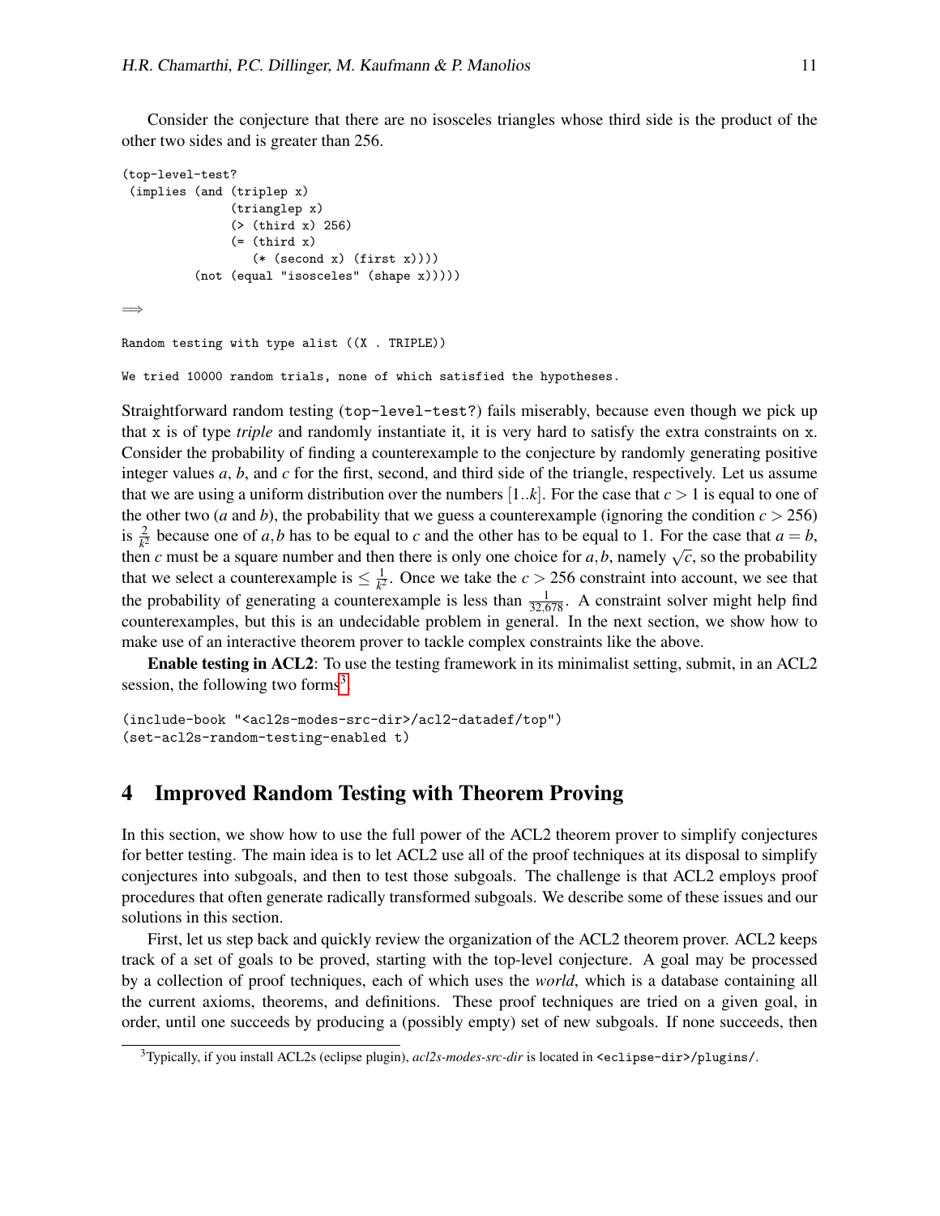Consider the conjecture that there are no isosceles triangles whose third side is the product of the other two sides and is greater than 256.

```
(top-level-test?
 (implies (and (triplep x)
               (trianglep x)
               (> (third x) 256)
               (= (third x)
                  (* (second x) (first x))))
          (not (equal "isosceles" (shape x)))))
```

$\Longrightarrow$

```
Random testing with type alist ((X . TRIPLE))

We tried 10000 random trials, none of which satisfied the hypotheses.
```

Straightforward random testing (`top-level-test?`) fails miserably, because even though we pick up that `x` is of type *triple* and randomly instantiate it, it is very hard to satisfy the extra constraints on `x`. Consider the probability of finding a counterexample to the conjecture by randomly generating positive integer values $a$, $b$, and $c$ for the first, second, and third side of the triangle, respectively. Let us assume that we are using a uniform distribution over the numbers $[1..k]$. For the case that $c > 1$ is equal to one of the other two ($a$ and $b$), the probability that we guess a counterexample (ignoring the condition $c > 256$) is $\frac{2}{k^2}$ because one of $a, b$ has to be equal to $c$ and the other has to be equal to 1. For the case that $a = b$, then $c$ must be a square number and then there is only one choice for $a, b$, namely $\sqrt{c}$, so the probability that we select a counterexample is $\leq \frac{1}{k^2}$. Once we take the $c > 256$ constraint into account, we see that the probability of generating a counterexample is less than $\frac{1}{32{,}678}$. A constraint solver might help find counterexamples, but this is an undecidable problem in general. In the next section, we show how to make use of an interactive theorem prover to tackle complex constraints like the above.

**Enable testing in ACL2**: To use the testing framework in its minimalist setting, submit, in an ACL2 session, the following two forms[3].

```
(include-book "<acl2s-modes-src-dir>/acl2-datadef/top")
(set-acl2s-random-testing-enabled t)
```

## 4 Improved Random Testing with Theorem Proving

In this section, we show how to use the full power of the ACL2 theorem prover to simplify conjectures for better testing. The main idea is to let ACL2 use all of the proof techniques at its disposal to simplify conjectures into subgoals, and then to test those subgoals. The challenge is that ACL2 employs proof procedures that often generate radically transformed subgoals. We describe some of these issues and our solutions in this section.

First, let us step back and quickly review the organization of the ACL2 theorem prover. ACL2 keeps track of a set of goals to be proved, starting with the top-level conjecture. A goal may be processed by a collection of proof techniques, each of which uses the *world*, which is a database containing all the current axioms, theorems, and definitions. These proof techniques are tried on a given goal, in order, until one succeeds by producing a (possibly empty) set of new subgoals. If none succeeds, then

[3] Typically, if you install ACL2s (eclipse plugin), *acl2s-modes-src-dir* is located in `<eclipse-dir>/plugins/`.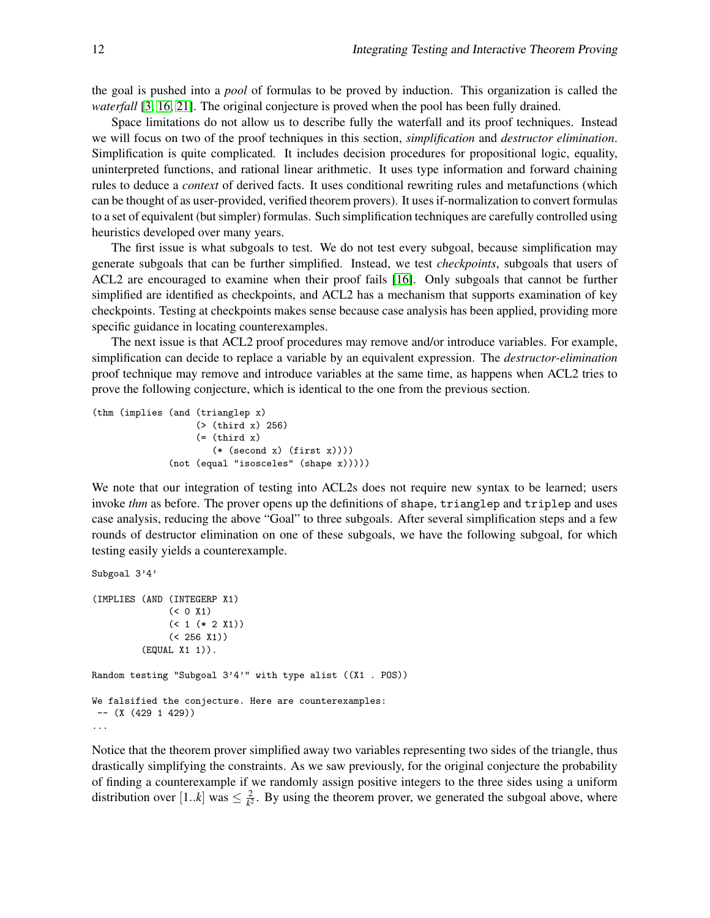the goal is pushed into a *pool* of formulas to be proved by induction. This organization is called the *waterfall* [3, 16, 21]. The original conjecture is proved when the pool has been fully drained.

Space limitations do not allow us to describe fully the waterfall and its proof techniques. Instead we will focus on two of the proof techniques in this section, *simplification* and *destructor elimination*. Simplification is quite complicated. It includes decision procedures for propositional logic, equality, uninterpreted functions, and rational linear arithmetic. It uses type information and forward chaining rules to deduce a *context* of derived facts. It uses conditional rewriting rules and metafunctions (which can be thought of as user-provided, verified theorem provers). It uses if-normalization to convert formulas to a set of equivalent (but simpler) formulas. Such simplification techniques are carefully controlled using heuristics developed over many years.

The first issue is what subgoals to test. We do not test every subgoal, because simplification may generate subgoals that can be further simplified. Instead, we test *checkpoints*, subgoals that users of ACL2 are encouraged to examine when their proof fails [16]. Only subgoals that cannot be further simplified are identified as checkpoints, and ACL2 has a mechanism that supports examination of key checkpoints. Testing at checkpoints makes sense because case analysis has been applied, providing more specific guidance in locating counterexamples.

The next issue is that ACL2 proof procedures may remove and/or introduce variables. For example, simplification can decide to replace a variable by an equivalent expression. The *destructor-elimination* proof technique may remove and introduce variables at the same time, as happens when ACL2 tries to prove the following conjecture, which is identical to the one from the previous section.

```
(thm (implies (and (trianglep x)
                   (> (third x) 256)
                   (= (third x)
                      (* (second x) (first x))))
              (not (equal "isosceles" (shape x)))))
```

We note that our integration of testing into ACL2s does not require new syntax to be learned; users invoke *thm* as before. The prover opens up the definitions of `shape`, `trianglep` and `triplep` and uses case analysis, reducing the above "Goal" to three subgoals. After several simplification steps and a few rounds of destructor elimination on one of these subgoals, we have the following subgoal, for which testing easily yields a counterexample.

```
Subgoal 3'4'

(IMPLIES (AND (INTEGERP X1)
              (< 0 X1)
              (< 1 (* 2 X1))
              (< 256 X1))
         (EQUAL X1 1)).

Random testing "Subgoal 3'4'" with type alist ((X1 . POS))

We falsified the conjecture. Here are counterexamples:
 -- (X (429 1 429))
...
```

Notice that the theorem prover simplified away two variables representing two sides of the triangle, thus drastically simplifying the constraints. As we saw previously, for the original conjecture the probability of finding a counterexample if we randomly assign positive integers to the three sides using a uniform distribution over $[1..k]$ was $\leq \frac{2}{k^2}$. By using the theorem prover, we generated the subgoal above, where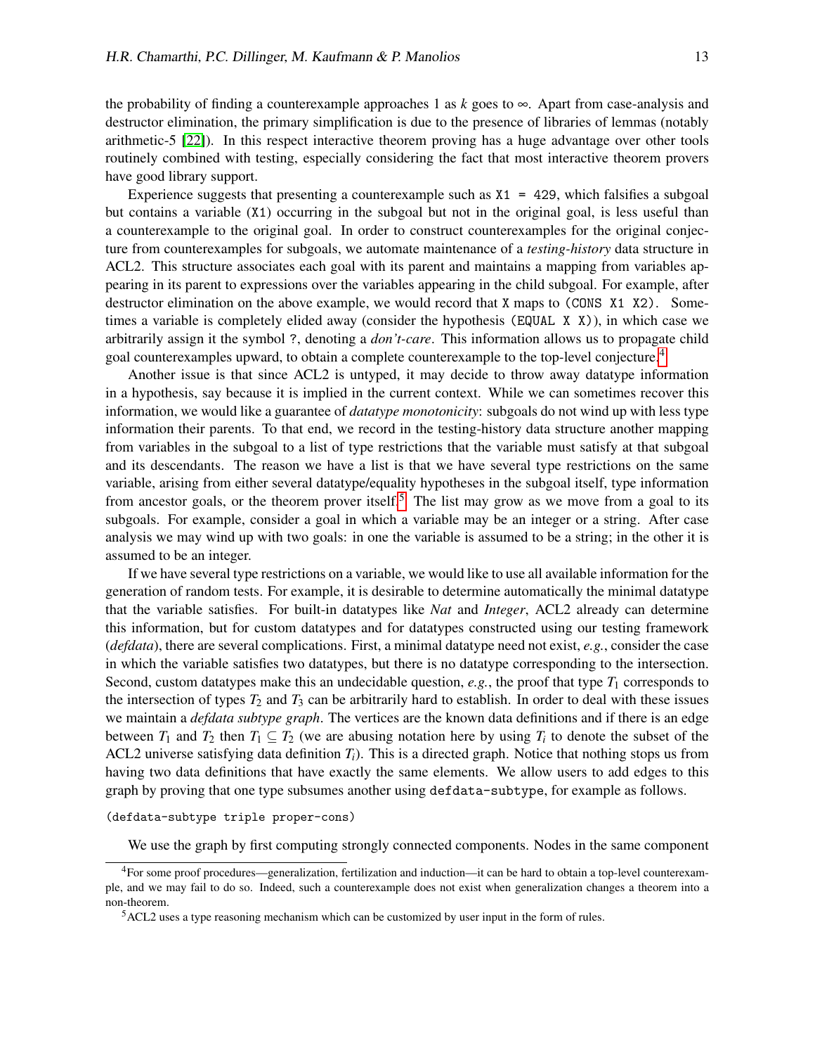the probability of finding a counterexample approaches 1 as $k$ goes to $\infty$. Apart from case-analysis and destructor elimination, the primary simplification is due to the presence of libraries of lemmas (notably arithmetic-5 [22]). In this respect interactive theorem proving has a huge advantage over other tools routinely combined with testing, especially considering the fact that most interactive theorem provers have good library support.

Experience suggests that presenting a counterexample such as `X1 = 429`, which falsifies a subgoal but contains a variable (`X1`) occurring in the subgoal but not in the original goal, is less useful than a counterexample to the original goal. In order to construct counterexamples for the original conjecture from counterexamples for subgoals, we automate maintenance of a *testing-history* data structure in ACL2. This structure associates each goal with its parent and maintains a mapping from variables appearing in its parent to expressions over the variables appearing in the child subgoal. For example, after destructor elimination on the above example, we would record that `X` maps to `(CONS X1 X2)`. Sometimes a variable is completely elided away (consider the hypothesis `(EQUAL X X)`), in which case we arbitrarily assign it the symbol `?`, denoting a *don't-care*. This information allows us to propagate child goal counterexamples upward, to obtain a complete counterexample to the top-level conjecture.[4]

Another issue is that since ACL2 is untyped, it may decide to throw away datatype information in a hypothesis, say because it is implied in the current context. While we can sometimes recover this information, we would like a guarantee of *datatype monotonicity*: subgoals do not wind up with less type information their parents. To that end, we record in the testing-history data structure another mapping from variables in the subgoal to a list of type restrictions that the variable must satisfy at that subgoal and its descendants. The reason we have a list is that we have several type restrictions on the same variable, arising from either several datatype/equality hypotheses in the subgoal itself, type information from ancestor goals, or the theorem prover itself.[5] The list may grow as we move from a goal to its subgoals. For example, consider a goal in which a variable may be an integer or a string. After case analysis we may wind up with two goals: in one the variable is assumed to be a string; in the other it is assumed to be an integer.

If we have several type restrictions on a variable, we would like to use all available information for the generation of random tests. For example, it is desirable to determine automatically the minimal datatype that the variable satisfies. For built-in datatypes like *Nat* and *Integer*, ACL2 already can determine this information, but for custom datatypes and for datatypes constructed using our testing framework (*defdata*), there are several complications. First, a minimal datatype need not exist, *e.g.*, consider the case in which the variable satisfies two datatypes, but there is no datatype corresponding to the intersection. Second, custom datatypes make this an undecidable question, *e.g.*, the proof that type $T_1$ corresponds to the intersection of types $T_2$ and $T_3$ can be arbitrarily hard to establish. In order to deal with these issues we maintain a *defdata subtype graph*. The vertices are the known data definitions and if there is an edge between $T_1$ and $T_2$ then $T_1 \subseteq T_2$ (we are abusing notation here by using $T_i$ to denote the subset of the ACL2 universe satisfying data definition $T_i$). This is a directed graph. Notice that nothing stops us from having two data definitions that have exactly the same elements. We allow users to add edges to this graph by proving that one type subsumes another using `defdata-subtype`, for example as follows.

```
(defdata-subtype triple proper-cons)
```

We use the graph by first computing strongly connected components. Nodes in the same component

[4] For some proof procedures—generalization, fertilization and induction—it can be hard to obtain a top-level counterexample, and we may fail to do so. Indeed, such a counterexample does not exist when generalization changes a theorem into a non-theorem.

[5] ACL2 uses a type reasoning mechanism which can be customized by user input in the form of rules.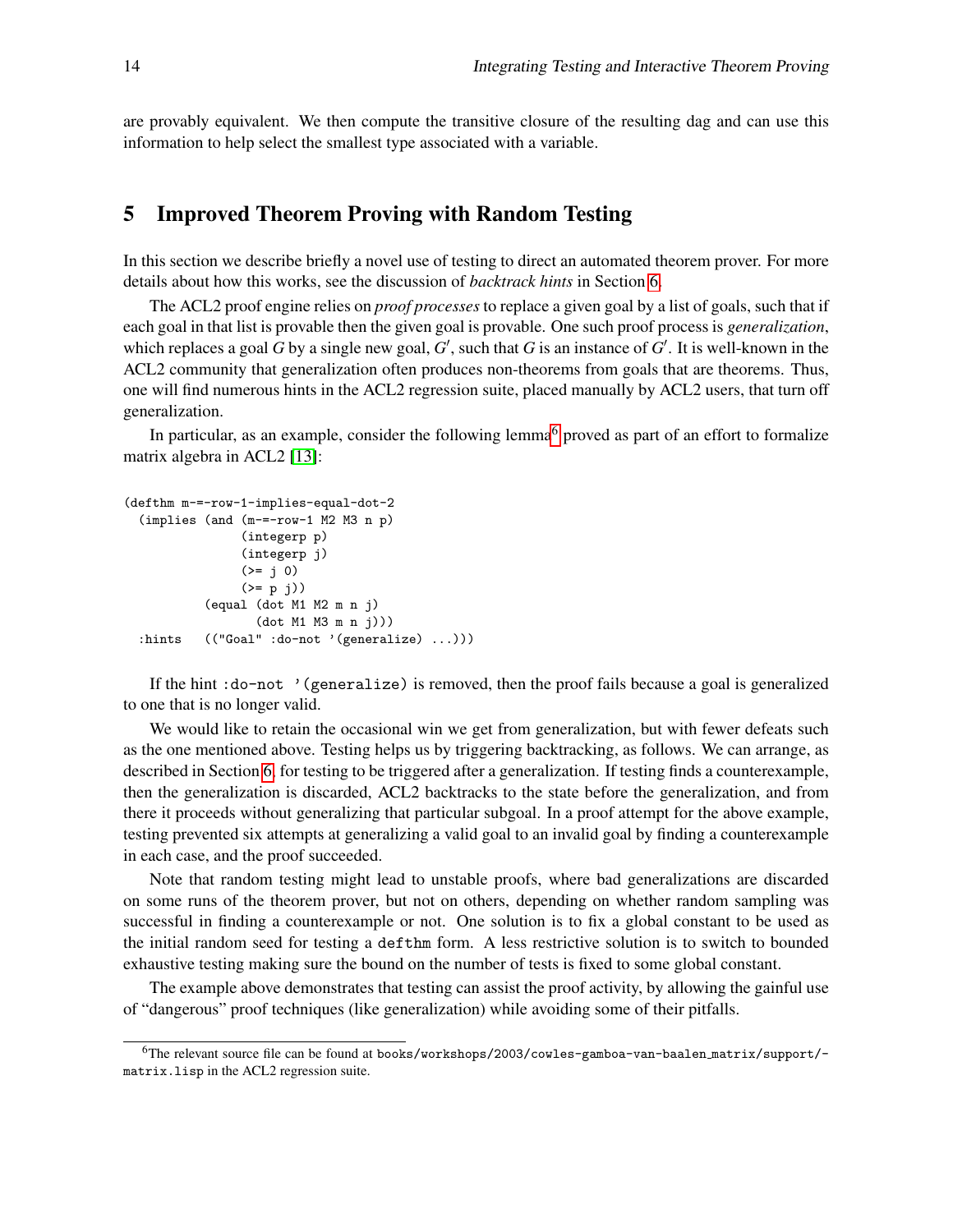are provably equivalent. We then compute the transitive closure of the resulting dag and can use this information to help select the smallest type associated with a variable.

## 5 Improved Theorem Proving with Random Testing

In this section we describe briefly a novel use of testing to direct an automated theorem prover. For more details about how this works, see the discussion of *backtrack hints* in Section 6.

The ACL2 proof engine relies on *proof processes* to replace a given goal by a list of goals, such that if each goal in that list is provable then the given goal is provable. One such proof process is *generalization*, which replaces a goal $G$ by a single new goal, $G'$, such that $G$ is an instance of $G'$. It is well-known in the ACL2 community that generalization often produces non-theorems from goals that are theorems. Thus, one will find numerous hints in the ACL2 regression suite, placed manually by ACL2 users, that turn off generalization.

In particular, as an example, consider the following lemma[6] proved as part of an effort to formalize matrix algebra in ACL2 [13]:

```
(defthm m-=-row-1-implies-equal-dot-2
  (implies (and (m-=-row-1 M2 M3 n p)
                (integerp p)
                (integerp j)
                (>= j 0)
                (>= p j))
           (equal (dot M1 M2 m n j)
                  (dot M1 M3 m n j)))
  :hints   (("Goal" :do-not '(generalize) ...)))
```

If the hint `:do-not '(generalize)` is removed, then the proof fails because a goal is generalized to one that is no longer valid.

We would like to retain the occasional win we get from generalization, but with fewer defeats such as the one mentioned above. Testing helps us by triggering backtracking, as follows. We can arrange, as described in Section 6, for testing to be triggered after a generalization. If testing finds a counterexample, then the generalization is discarded, ACL2 backtracks to the state before the generalization, and from there it proceeds without generalizing that particular subgoal. In a proof attempt for the above example, testing prevented six attempts at generalizing a valid goal to an invalid goal by finding a counterexample in each case, and the proof succeeded.

Note that random testing might lead to unstable proofs, where bad generalizations are discarded on some runs of the theorem prover, but not on others, depending on whether random sampling was successful in finding a counterexample or not. One solution is to fix a global constant to be used as the initial random seed for testing a `defthm` form. A less restrictive solution is to switch to bounded exhaustive testing making sure the bound on the number of tests is fixed to some global constant.

The example above demonstrates that testing can assist the proof activity, by allowing the gainful use of "dangerous" proof techniques (like generalization) while avoiding some of their pitfalls.

[6] The relevant source file can be found at `books/workshops/2003/cowles-gamboa-van-baalen_matrix/support/-matrix.lisp` in the ACL2 regression suite.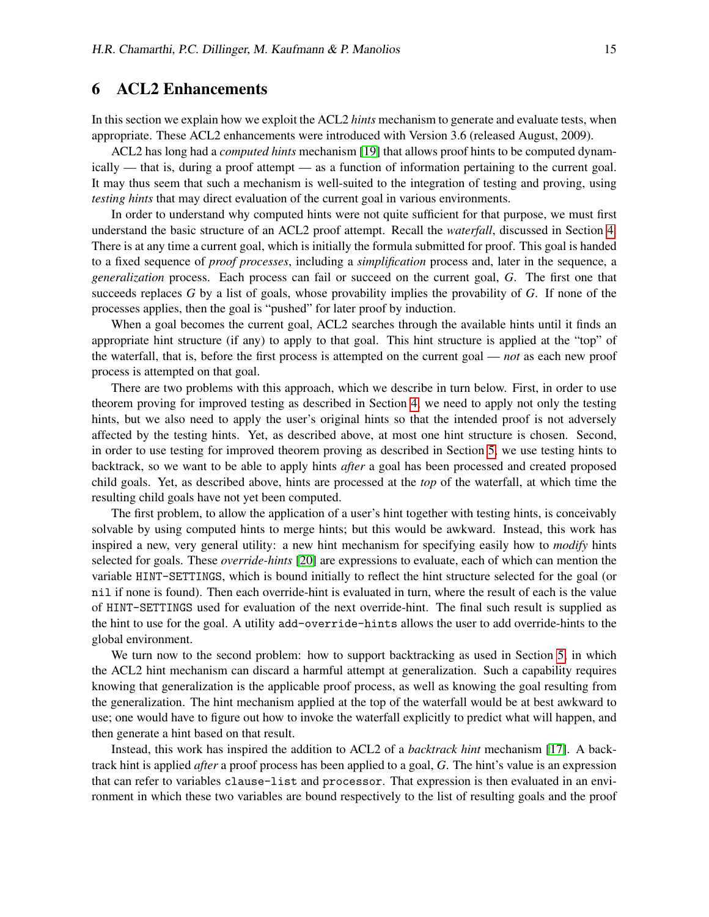## 6 ACL2 Enhancements

In this section we explain how we exploit the ACL2 *hints* mechanism to generate and evaluate tests, when appropriate. These ACL2 enhancements were introduced with Version 3.6 (released August, 2009).

ACL2 has long had a *computed hints* mechanism [19] that allows proof hints to be computed dynamically — that is, during a proof attempt — as a function of information pertaining to the current goal. It may thus seem that such a mechanism is well-suited to the integration of testing and proving, using *testing hints* that may direct evaluation of the current goal in various environments.

In order to understand why computed hints were not quite sufficient for that purpose, we must first understand the basic structure of an ACL2 proof attempt. Recall the *waterfall*, discussed in Section 4. There is at any time a current goal, which is initially the formula submitted for proof. This goal is handed to a fixed sequence of *proof processes*, including a *simplification* process and, later in the sequence, a *generalization* process. Each process can fail or succeed on the current goal, $G$. The first one that succeeds replaces $G$ by a list of goals, whose provability implies the provability of $G$. If none of the processes applies, then the goal is "pushed" for later proof by induction.

When a goal becomes the current goal, ACL2 searches through the available hints until it finds an appropriate hint structure (if any) to apply to that goal. This hint structure is applied at the "top" of the waterfall, that is, before the first process is attempted on the current goal — *not* as each new proof process is attempted on that goal.

There are two problems with this approach, which we describe in turn below. First, in order to use theorem proving for improved testing as described in Section 4, we need to apply not only the testing hints, but we also need to apply the user's original hints so that the intended proof is not adversely affected by the testing hints. Yet, as described above, at most one hint structure is chosen. Second, in order to use testing for improved theorem proving as described in Section 5, we use testing hints to backtrack, so we want to be able to apply hints *after* a goal has been processed and created proposed child goals. Yet, as described above, hints are processed at the *top* of the waterfall, at which time the resulting child goals have not yet been computed.

The first problem, to allow the application of a user's hint together with testing hints, is conceivably solvable by using computed hints to merge hints; but this would be awkward. Instead, this work has inspired a new, very general utility: a new hint mechanism for specifying easily how to *modify* hints selected for goals. These *override-hints* [20] are expressions to evaluate, each of which can mention the variable `HINT-SETTINGS`, which is bound initially to reflect the hint structure selected for the goal (or `nil` if none is found). Then each override-hint is evaluated in turn, where the result of each is the value of `HINT-SETTINGS` used for evaluation of the next override-hint. The final such result is supplied as the hint to use for the goal. A utility `add-override-hints` allows the user to add override-hints to the global environment.

We turn now to the second problem: how to support backtracking as used in Section 5, in which the ACL2 hint mechanism can discard a harmful attempt at generalization. Such a capability requires knowing that generalization is the applicable proof process, as well as knowing the goal resulting from the generalization. The hint mechanism applied at the top of the waterfall would be at best awkward to use; one would have to figure out how to invoke the waterfall explicitly to predict what will happen, and then generate a hint based on that result.

Instead, this work has inspired the addition to ACL2 of a *backtrack hint* mechanism [17]. A backtrack hint is applied *after* a proof process has been applied to a goal, $G$. The hint's value is an expression that can refer to variables `clause-list` and `processor`. That expression is then evaluated in an environment in which these two variables are bound respectively to the list of resulting goals and the proof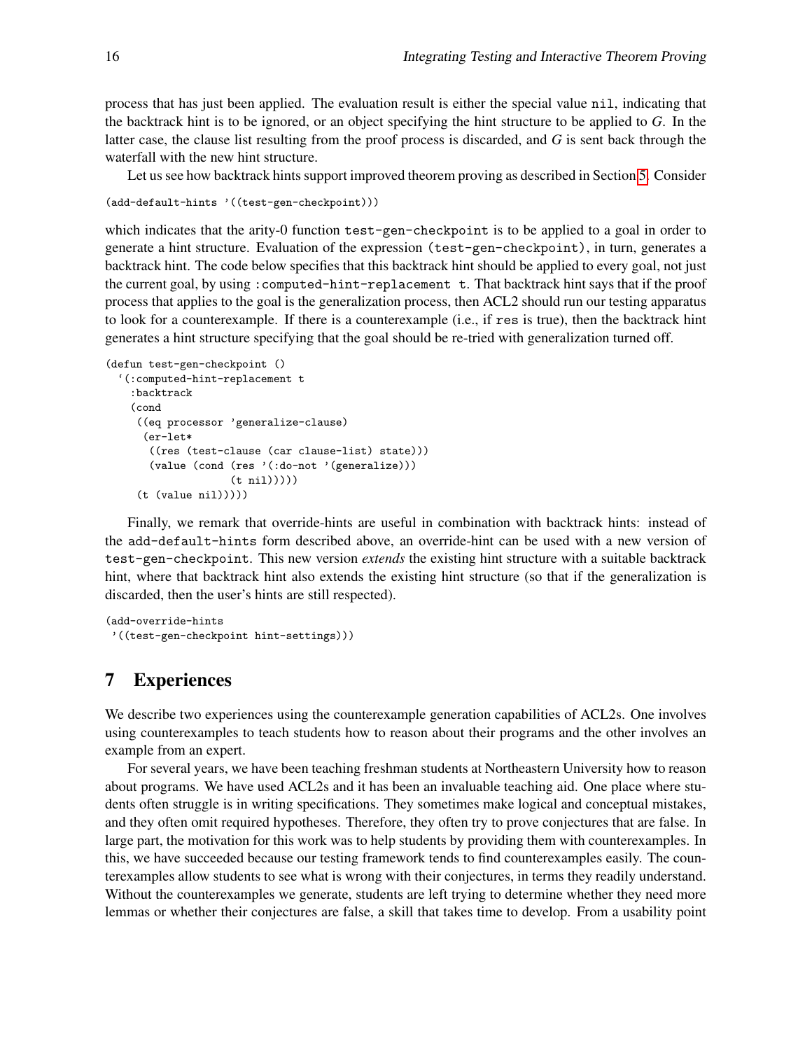process that has just been applied. The evaluation result is either the special value `nil`, indicating that the backtrack hint is to be ignored, or an object specifying the hint structure to be applied to $G$. In the latter case, the clause list resulting from the proof process is discarded, and $G$ is sent back through the waterfall with the new hint structure.

Let us see how backtrack hints support improved theorem proving as described in Section 5. Consider

```
(add-default-hints '((test-gen-checkpoint)))
```

which indicates that the arity-0 function `test-gen-checkpoint` is to be applied to a goal in order to generate a hint structure. Evaluation of the expression `(test-gen-checkpoint)`, in turn, generates a backtrack hint. The code below specifies that this backtrack hint should be applied to every goal, not just the current goal, by using `:computed-hint-replacement t`. That backtrack hint says that if the proof process that applies to the goal is the generalization process, then ACL2 should run our testing apparatus to look for a counterexample. If there is a counterexample (i.e., if `res` is true), then the backtrack hint generates a hint structure specifying that the goal should be re-tried with generalization turned off.

```
(defun test-gen-checkpoint ()
  `(:computed-hint-replacement t
    :backtrack
    (cond
     ((eq processor 'generalize-clause)
      (er-let*
       ((res (test-clause (car clause-list) state)))
       (value (cond (res '(:do-not '(generalize)))
                    (t nil)))))
     (t (value nil)))))
```

Finally, we remark that override-hints are useful in combination with backtrack hints: instead of the `add-default-hints` form described above, an override-hint can be used with a new version of `test-gen-checkpoint`. This new version *extends* the existing hint structure with a suitable backtrack hint, where that backtrack hint also extends the existing hint structure (so that if the generalization is discarded, then the user's hints are still respected).

```
(add-override-hints
 '((test-gen-checkpoint hint-settings)))
```

## 7 Experiences

We describe two experiences using the counterexample generation capabilities of ACL2s. One involves using counterexamples to teach students how to reason about their programs and the other involves an example from an expert.

For several years, we have been teaching freshman students at Northeastern University how to reason about programs. We have used ACL2s and it has been an invaluable teaching aid. One place where students often struggle is in writing specifications. They sometimes make logical and conceptual mistakes, and they often omit required hypotheses. Therefore, they often try to prove conjectures that are false. In large part, the motivation for this work was to help students by providing them with counterexamples. In this, we have succeeded because our testing framework tends to find counterexamples easily. The counterexamples allow students to see what is wrong with their conjectures, in terms they readily understand. Without the counterexamples we generate, students are left trying to determine whether they need more lemmas or whether their conjectures are false, a skill that takes time to develop. From a usability point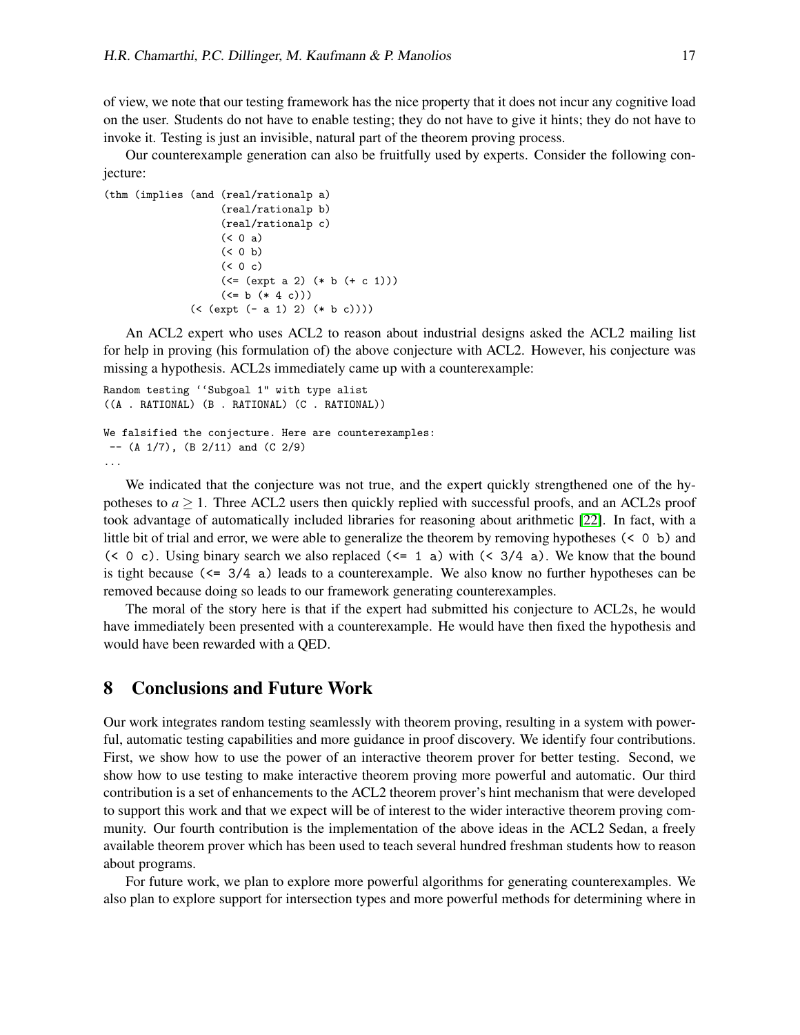of view, we note that our testing framework has the nice property that it does not incur any cognitive load on the user. Students do not have to enable testing; they do not have to give it hints; they do not have to invoke it. Testing is just an invisible, natural part of the theorem proving process.

Our counterexample generation can also be fruitfully used by experts. Consider the following conjecture:

```
(thm (implies (and (real/rationalp a)
                   (real/rationalp b)
                   (real/rationalp c)
                   (< 0 a)
                   (< 0 b)
                   (< 0 c)
                   (<= (expt a 2) (* b (+ c 1)))
                   (<= b (* 4 c)))
              (< (expt (- a 1) 2) (* b c))))
```

An ACL2 expert who uses ACL2 to reason about industrial designs asked the ACL2 mailing list for help in proving (his formulation of) the above conjecture with ACL2. However, his conjecture was missing a hypothesis. ACL2s immediately came up with a counterexample:

```
Random testing ``Subgoal 1" with type alist
((A . RATIONAL) (B . RATIONAL) (C . RATIONAL))

We falsified the conjecture. Here are counterexamples:
 -- (A 1/7), (B 2/11) and (C 2/9)
...
```

We indicated that the conjecture was not true, and the expert quickly strengthened one of the hypotheses to $a \geq 1$. Three ACL2 users then quickly replied with successful proofs, and an ACL2s proof took advantage of automatically included libraries for reasoning about arithmetic [22]. In fact, with a little bit of trial and error, we were able to generalize the theorem by removing hypotheses `(< 0 b)` and `(< 0 c)`. Using binary search we also replaced `(<= 1 a)` with `(< 3/4 a)`. We know that the bound is tight because `(<= 3/4 a)` leads to a counterexample. We also know no further hypotheses can be removed because doing so leads to our framework generating counterexamples.

The moral of the story here is that if the expert had submitted his conjecture to ACL2s, he would have immediately been presented with a counterexample. He would have then fixed the hypothesis and would have been rewarded with a QED.

## 8 Conclusions and Future Work

Our work integrates random testing seamlessly with theorem proving, resulting in a system with powerful, automatic testing capabilities and more guidance in proof discovery. We identify four contributions. First, we show how to use the power of an interactive theorem prover for better testing. Second, we show how to use testing to make interactive theorem proving more powerful and automatic. Our third contribution is a set of enhancements to the ACL2 theorem prover's hint mechanism that were developed to support this work and that we expect will be of interest to the wider interactive theorem proving community. Our fourth contribution is the implementation of the above ideas in the ACL2 Sedan, a freely available theorem prover which has been used to teach several hundred freshman students how to reason about programs.

For future work, we plan to explore more powerful algorithms for generating counterexamples. We also plan to explore support for intersection types and more powerful methods for determining where in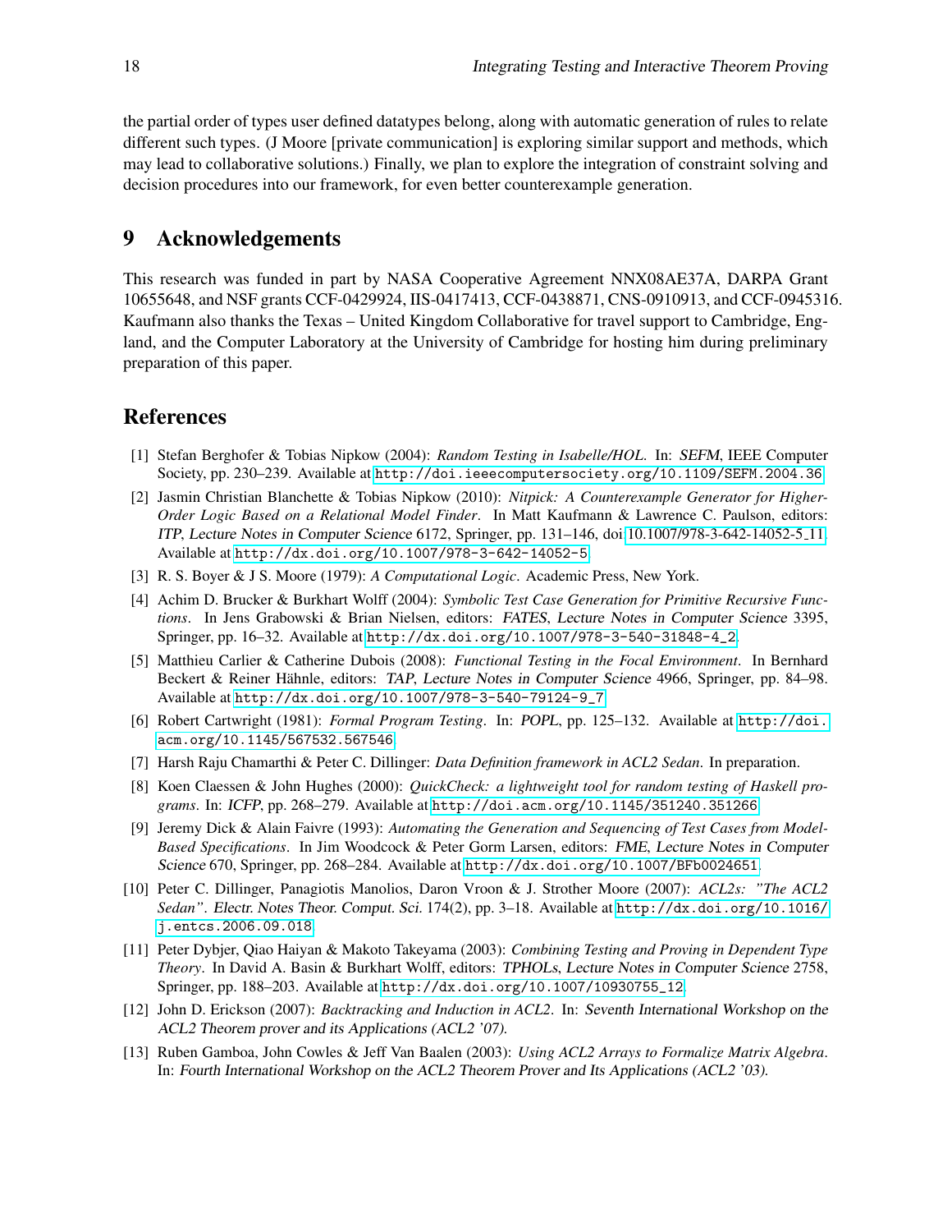the partial order of types user defined datatypes belong, along with automatic generation of rules to relate different such types. (J Moore [private communication] is exploring similar support and methods, which may lead to collaborative solutions.) Finally, we plan to explore the integration of constraint solving and decision procedures into our framework, for even better counterexample generation.

## 9 Acknowledgements

This research was funded in part by NASA Cooperative Agreement NNX08AE37A, DARPA Grant 10655648, and NSF grants CCF-0429924, IIS-0417413, CCF-0438871, CNS-0910913, and CCF-0945316. Kaufmann also thanks the Texas – United Kingdom Collaborative for travel support to Cambridge, England, and the Computer Laboratory at the University of Cambridge for hosting him during preliminary preparation of this paper.

## References

[1] Stefan Berghofer & Tobias Nipkow (2004): *Random Testing in Isabelle/HOL*. In: *SEFM*, IEEE Computer Society, pp. 230–239. Available at http://doi.ieeecomputersociety.org/10.1109/SEFM.2004.36.

[2] Jasmin Christian Blanchette & Tobias Nipkow (2010): *Nitpick: A Counterexample Generator for Higher-Order Logic Based on a Relational Model Finder*. In Matt Kaufmann & Lawrence C. Paulson, editors: *ITP*, *Lecture Notes in Computer Science* 6172, Springer, pp. 131–146, doi:10.1007/978-3-642-14052-5_11. Available at http://dx.doi.org/10.1007/978-3-642-14052-5.

[3] R. S. Boyer & J S. Moore (1979): *A Computational Logic*. Academic Press, New York.

[4] Achim D. Brucker & Burkhart Wolff (2004): *Symbolic Test Case Generation for Primitive Recursive Functions*. In Jens Grabowski & Brian Nielsen, editors: *FATES*, *Lecture Notes in Computer Science* 3395, Springer, pp. 16–32. Available at http://dx.doi.org/10.1007/978-3-540-31848-4_2.

[5] Matthieu Carlier & Catherine Dubois (2008): *Functional Testing in the Focal Environment*. In Bernhard Beckert & Reiner Hähnle, editors: *TAP*, *Lecture Notes in Computer Science* 4966, Springer, pp. 84–98. Available at http://dx.doi.org/10.1007/978-3-540-79124-9_7.

[6] Robert Cartwright (1981): *Formal Program Testing*. In: *POPL*, pp. 125–132. Available at http://doi.acm.org/10.1145/567532.567546.

[7] Harsh Raju Chamarthi & Peter C. Dillinger: *Data Definition framework in ACL2 Sedan*. In preparation.

[8] Koen Claessen & John Hughes (2000): *QuickCheck: a lightweight tool for random testing of Haskell programs*. In: *ICFP*, pp. 268–279. Available at http://doi.acm.org/10.1145/351240.351266.

[9] Jeremy Dick & Alain Faivre (1993): *Automating the Generation and Sequencing of Test Cases from Model-Based Specifications*. In Jim Woodcock & Peter Gorm Larsen, editors: *FME*, *Lecture Notes in Computer Science* 670, Springer, pp. 268–284. Available at http://dx.doi.org/10.1007/BFb0024651.

[10] Peter C. Dillinger, Panagiotis Manolios, Daron Vroon & J. Strother Moore (2007): *ACL2s: "The ACL2 Sedan"*. *Electr. Notes Theor. Comput. Sci.* 174(2), pp. 3–18. Available at http://dx.doi.org/10.1016/j.entcs.2006.09.018.

[11] Peter Dybjer, Qiao Haiyan & Makoto Takeyama (2003): *Combining Testing and Proving in Dependent Type Theory*. In David A. Basin & Burkhart Wolff, editors: *TPHOLs*, *Lecture Notes in Computer Science* 2758, Springer, pp. 188–203. Available at http://dx.doi.org/10.1007/10930755_12.

[12] John D. Erickson (2007): *Backtracking and Induction in ACL2*. In: *Seventh International Workshop on the ACL2 Theorem prover and its Applications (ACL2 '07)*.

[13] Ruben Gamboa, John Cowles & Jeff Van Baalen (2003): *Using ACL2 Arrays to Formalize Matrix Algebra*. In: *Fourth International Workshop on the ACL2 Theorem Prover and Its Applications (ACL2 '03)*.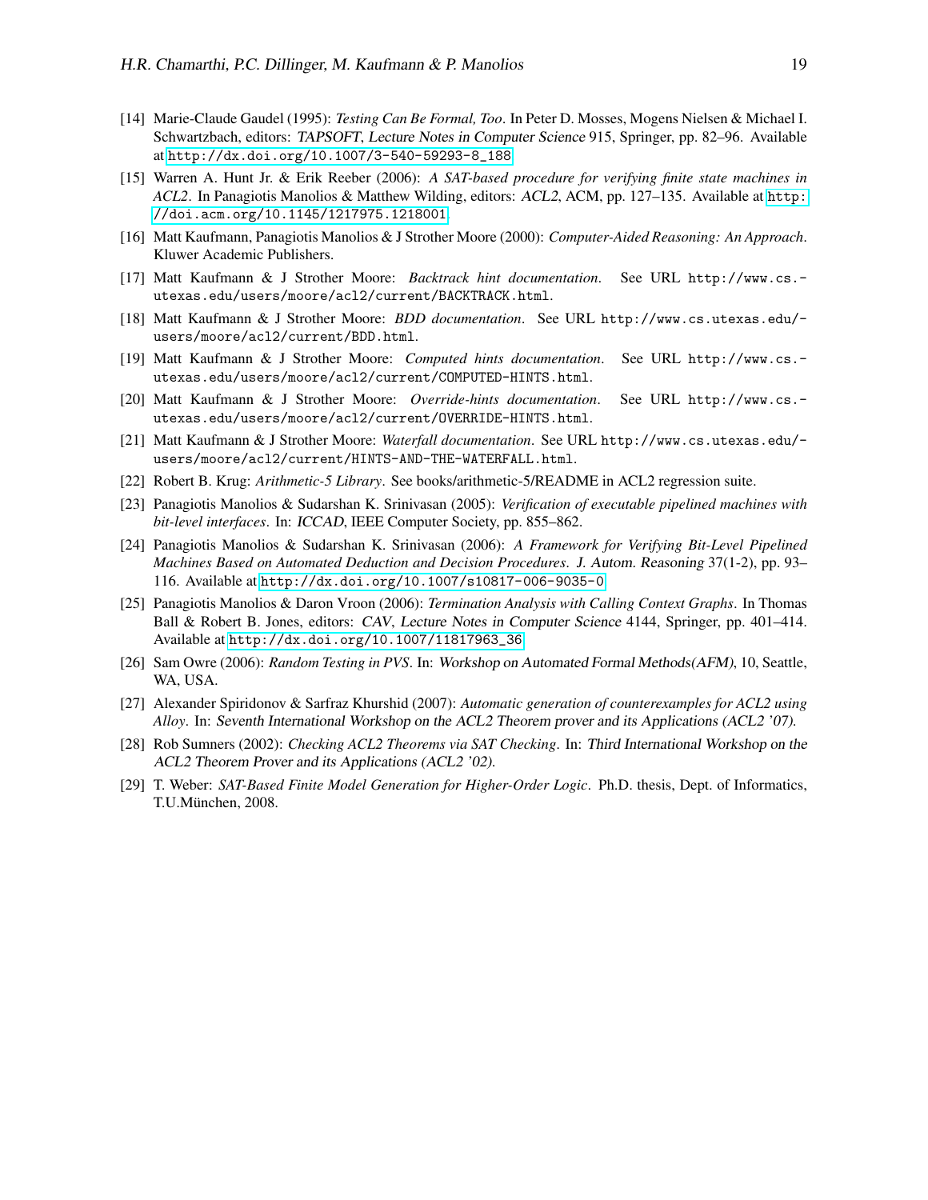[14] Marie-Claude Gaudel (1995): *Testing Can Be Formal, Too*. In Peter D. Mosses, Mogens Nielsen & Michael I. Schwartzbach, editors: TAPSOFT, Lecture Notes in Computer Science 915, Springer, pp. 82–96. Available at http://dx.doi.org/10.1007/3-540-59293-8_188.

[15] Warren A. Hunt Jr. & Erik Reeber (2006): *A SAT-based procedure for verifying finite state machines in ACL2*. In Panagiotis Manolios & Matthew Wilding, editors: ACL2, ACM, pp. 127–135. Available at http://doi.acm.org/10.1145/1217975.1218001.

[16] Matt Kaufmann, Panagiotis Manolios & J Strother Moore (2000): *Computer-Aided Reasoning: An Approach*. Kluwer Academic Publishers.

[17] Matt Kaufmann & J Strother Moore: *Backtrack hint documentation*. See URL http://www.cs.utexas.edu/users/moore/acl2/current/BACKTRACK.html.

[18] Matt Kaufmann & J Strother Moore: *BDD documentation*. See URL http://www.cs.utexas.edu/users/moore/acl2/current/BDD.html.

[19] Matt Kaufmann & J Strother Moore: *Computed hints documentation*. See URL http://www.cs.utexas.edu/users/moore/acl2/current/COMPUTED-HINTS.html.

[20] Matt Kaufmann & J Strother Moore: *Override-hints documentation*. See URL http://www.cs.utexas.edu/users/moore/acl2/current/OVERRIDE-HINTS.html.

[21] Matt Kaufmann & J Strother Moore: *Waterfall documentation*. See URL http://www.cs.utexas.edu/users/moore/acl2/current/HINTS-AND-THE-WATERFALL.html.

[22] Robert B. Krug: *Arithmetic-5 Library*. See books/arithmetic-5/README in ACL2 regression suite.

[23] Panagiotis Manolios & Sudarshan K. Srinivasan (2005): *Verification of executable pipelined machines with bit-level interfaces*. In: ICCAD, IEEE Computer Society, pp. 855–862.

[24] Panagiotis Manolios & Sudarshan K. Srinivasan (2006): *A Framework for Verifying Bit-Level Pipelined Machines Based on Automated Deduction and Decision Procedures*. J. Autom. Reasoning 37(1-2), pp. 93–116. Available at http://dx.doi.org/10.1007/s10817-006-9035-0.

[25] Panagiotis Manolios & Daron Vroon (2006): *Termination Analysis with Calling Context Graphs*. In Thomas Ball & Robert B. Jones, editors: CAV, Lecture Notes in Computer Science 4144, Springer, pp. 401–414. Available at http://dx.doi.org/10.1007/11817963_36.

[26] Sam Owre (2006): *Random Testing in PVS*. In: Workshop on Automated Formal Methods(AFM), 10, Seattle, WA, USA.

[27] Alexander Spiridonov & Sarfraz Khurshid (2007): *Automatic generation of counterexamples for ACL2 using Alloy*. In: Seventh International Workshop on the ACL2 Theorem prover and its Applications (ACL2 '07).

[28] Rob Sumners (2002): *Checking ACL2 Theorems via SAT Checking*. In: Third International Workshop on the ACL2 Theorem Prover and its Applications (ACL2 '02).

[29] T. Weber: *SAT-Based Finite Model Generation for Higher-Order Logic*. Ph.D. thesis, Dept. of Informatics, T.U.München, 2008.